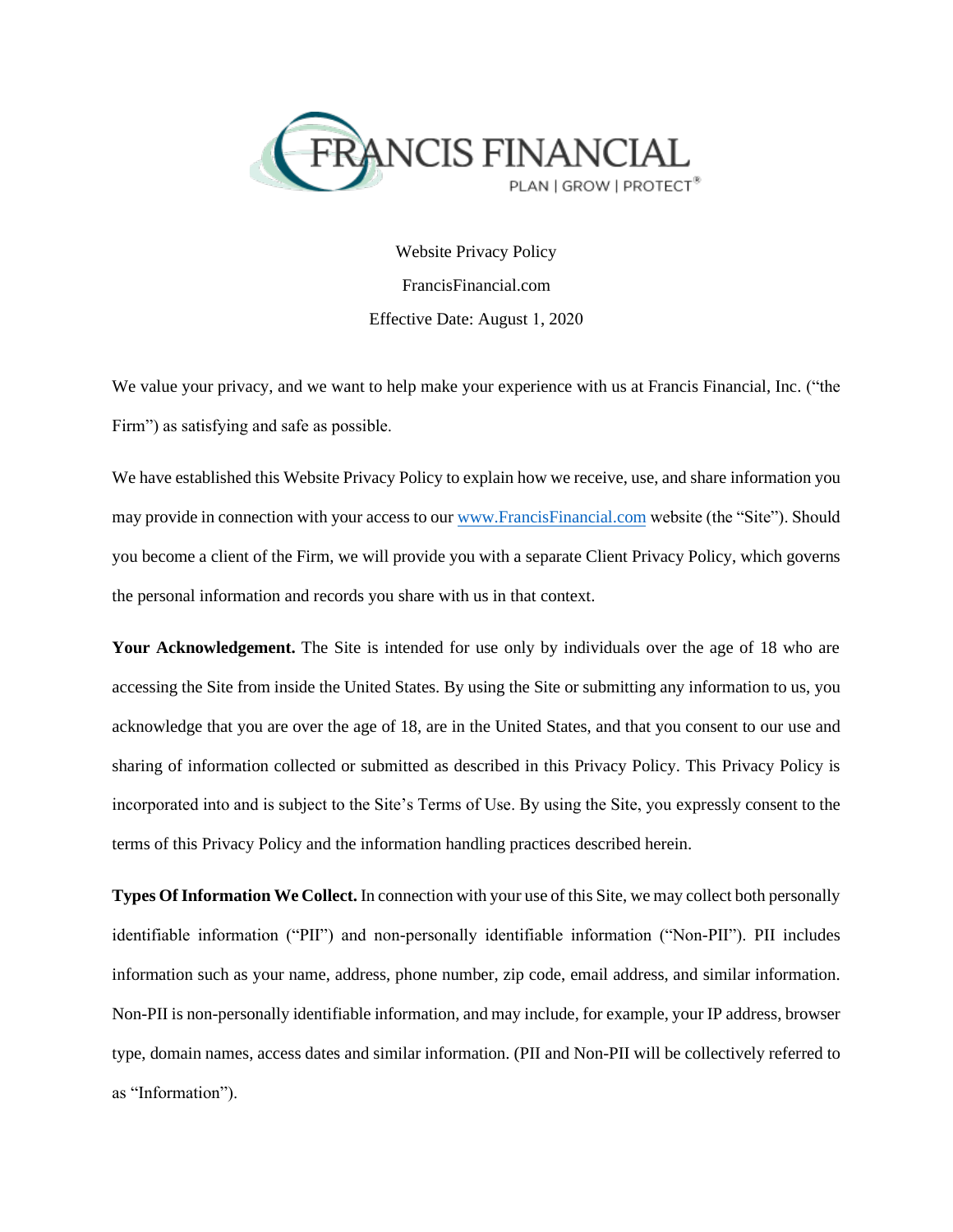FRANCIS FINANCIAL

PLAN | GROW | PROTECT®

Website Privacy Policy

FrancisFinancial.com

Effective Date: August 1, 2020

We value your privacy, and we want to help make your experience with us at Francis Financial, Inc. ("the Firm") as satisfying and safe as possible.

We have established this Website Privacy Policy to explain how we receive, use, and share information you may provide in connection with your access to our [www.FrancisFinancial.com](http://www.FrancisFinancial.com) website (the "Site"). Should you become a client of the Firm, we will provide you with a separate Client Privacy Policy, which governs the personal information and records you share with us in that context.

**Your Acknowledgement.** The Site is intended for use only by individuals over the age of 18 who are accessing the Site from inside the United States. By using the Site or submitting any information to us, you acknowledge that you are over the age of 18, are in the United States, and that you consent to our use and sharing of information collected or submitted as described in this Privacy Policy. This Privacy Policy is incorporated into and is subject to the Site's Terms of Use. By using the Site, you expressly consent to the terms of this Privacy Policy and the information handling practices described herein.

**Types Of Information We Collect.** In connection with your use of this Site, we may collect both personally identifiable information ("PII") and non-personally identifiable information ("Non-PII"). PII includes information such as your name, address, phone number, zip code, email address, and similar information. Non-PII is non-personally identifiable information, and may include, for example, your IP address, browser type, domain names, access dates and similar information. (PII and Non-PII will be collectively referred to as "Information").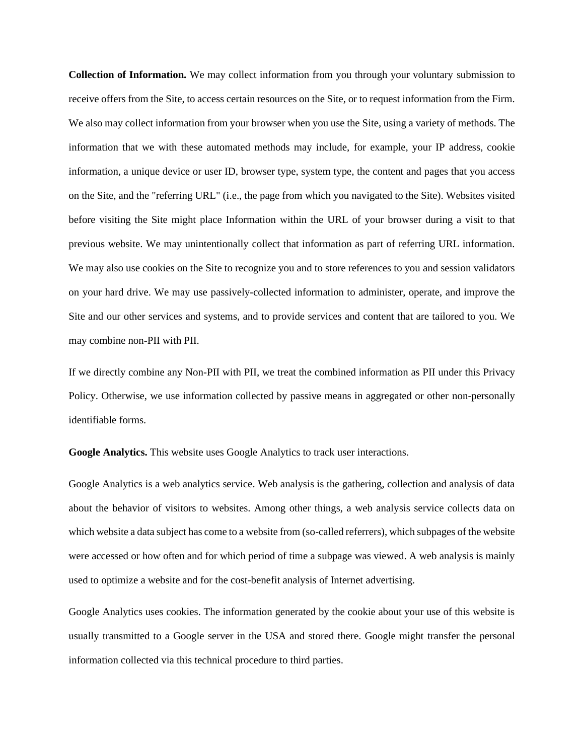**Collection of Information.** We may collect information from you through your voluntary submission to receive offers from the Site, to access certain resources on the Site, or to request information from the Firm. We also may collect information from your browser when you use the Site, using a variety of methods. The information that we with these automated methods may include, for example, your IP address, cookie information, a unique device or user ID, browser type, system type, the content and pages that you access on the Site, and the "referring URL" (i.e., the page from which you navigated to the Site). Websites visited before visiting the Site might place Information within the URL of your browser during a visit to that previous website. We may unintentionally collect that information as part of referring URL information. We may also use cookies on the Site to recognize you and to store references to you and session validators on your hard drive. We may use passively-collected information to administer, operate, and improve the Site and our other services and systems, and to provide services and content that are tailored to you. We may combine non-PII with PII.

If we directly combine any Non-PII with PII, we treat the combined information as PII under this Privacy Policy. Otherwise, we use information collected by passive means in aggregated or other non-personally identifiable forms.

**Google Analytics.** This website uses Google Analytics to track user interactions.

Google Analytics is a web analytics service. Web analysis is the gathering, collection and analysis of data about the behavior of visitors to websites. Among other things, a web analysis service collects data on which website a data subject has come to a website from (so-called referrers), which subpages of the website were accessed or how often and for which period of time a subpage was viewed. A web analysis is mainly used to optimize a website and for the cost-benefit analysis of Internet advertising.

Google Analytics uses cookies. The information generated by the cookie about your use of this website is usually transmitted to a Google server in the USA and stored there. Google might transfer the personal information collected via this technical procedure to third parties.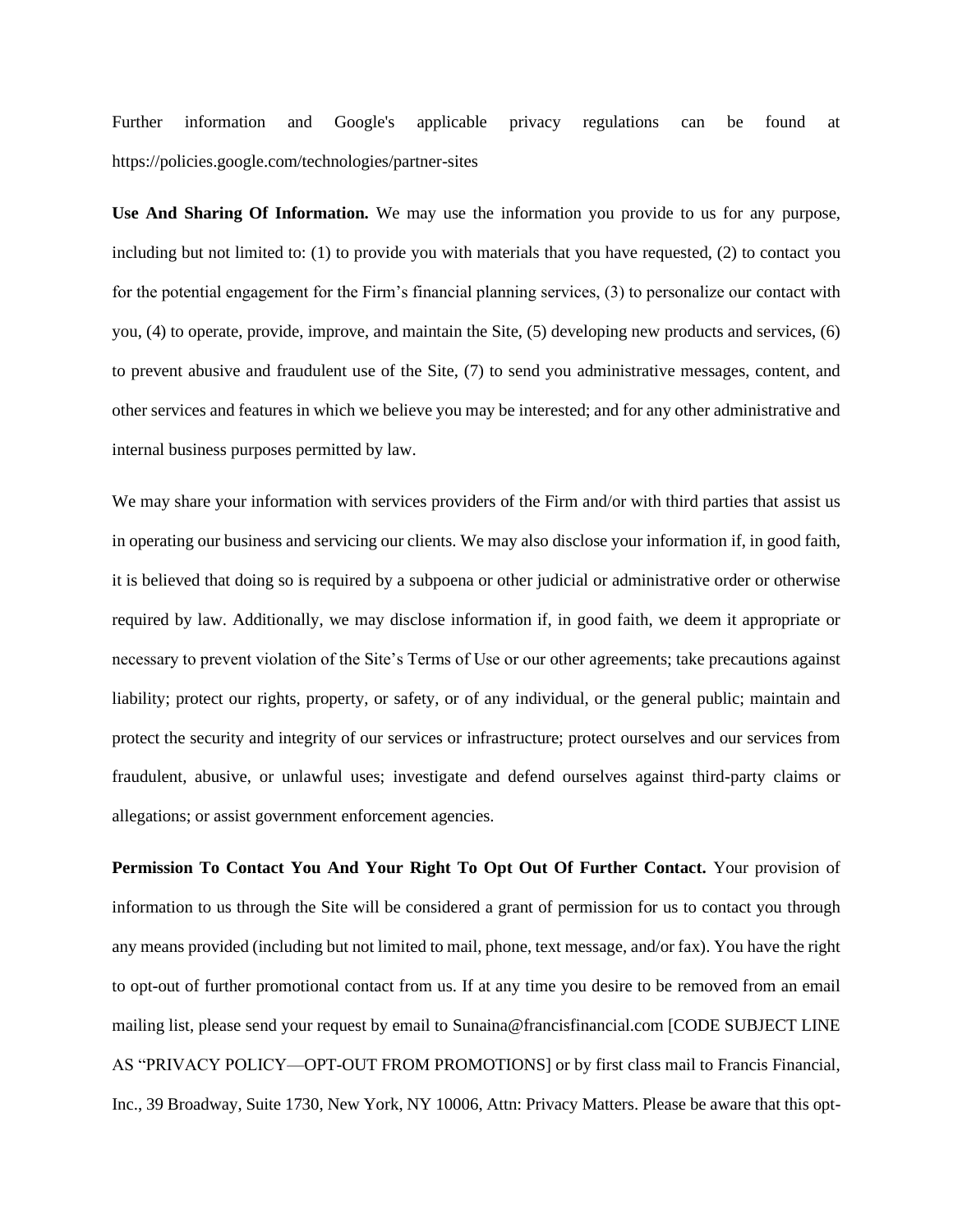Further information and Google's applicable privacy regulations can be found at https://policies.google.com/technologies/partner-sites

**Use And Sharing Of Information.** We may use the information you provide to us for any purpose, including but not limited to: (1) to provide you with materials that you have requested, (2) to contact you for the potential engagement for the Firm's financial planning services, (3) to personalize our contact with you, (4) to operate, provide, improve, and maintain the Site, (5) developing new products and services, (6) to prevent abusive and fraudulent use of the Site, (7) to send you administrative messages, content, and other services and features in which we believe you may be interested; and for any other administrative and internal business purposes permitted by law.

We may share your information with services providers of the Firm and/or with third parties that assist us in operating our business and servicing our clients. We may also disclose your information if, in good faith, it is believed that doing so is required by a subpoena or other judicial or administrative order or otherwise required by law. Additionally, we may disclose information if, in good faith, we deem it appropriate or necessary to prevent violation of the Site's Terms of Use or our other agreements; take precautions against liability; protect our rights, property, or safety, or of any individual, or the general public; maintain and protect the security and integrity of our services or infrastructure; protect ourselves and our services from fraudulent, abusive, or unlawful uses; investigate and defend ourselves against third-party claims or allegations; or assist government enforcement agencies.

**Permission To Contact You And Your Right To Opt Out Of Further Contact.** Your provision of information to us through the Site will be considered a grant of permission for us to contact you through any means provided (including but not limited to mail, phone, text message, and/or fax). You have the right to opt-out of further promotional contact from us. If at any time you desire to be removed from an email mailing list, please send your request by email to Sunaina@francisfinancial.com [CODE SUBJECT LINE AS "PRIVACY POLICY—OPT-OUT FROM PROMOTIONS] or by first class mail to Francis Financial, Inc., 39 Broadway, Suite 1730, New York, NY 10006, Attn: Privacy Matters. Please be aware that this opt-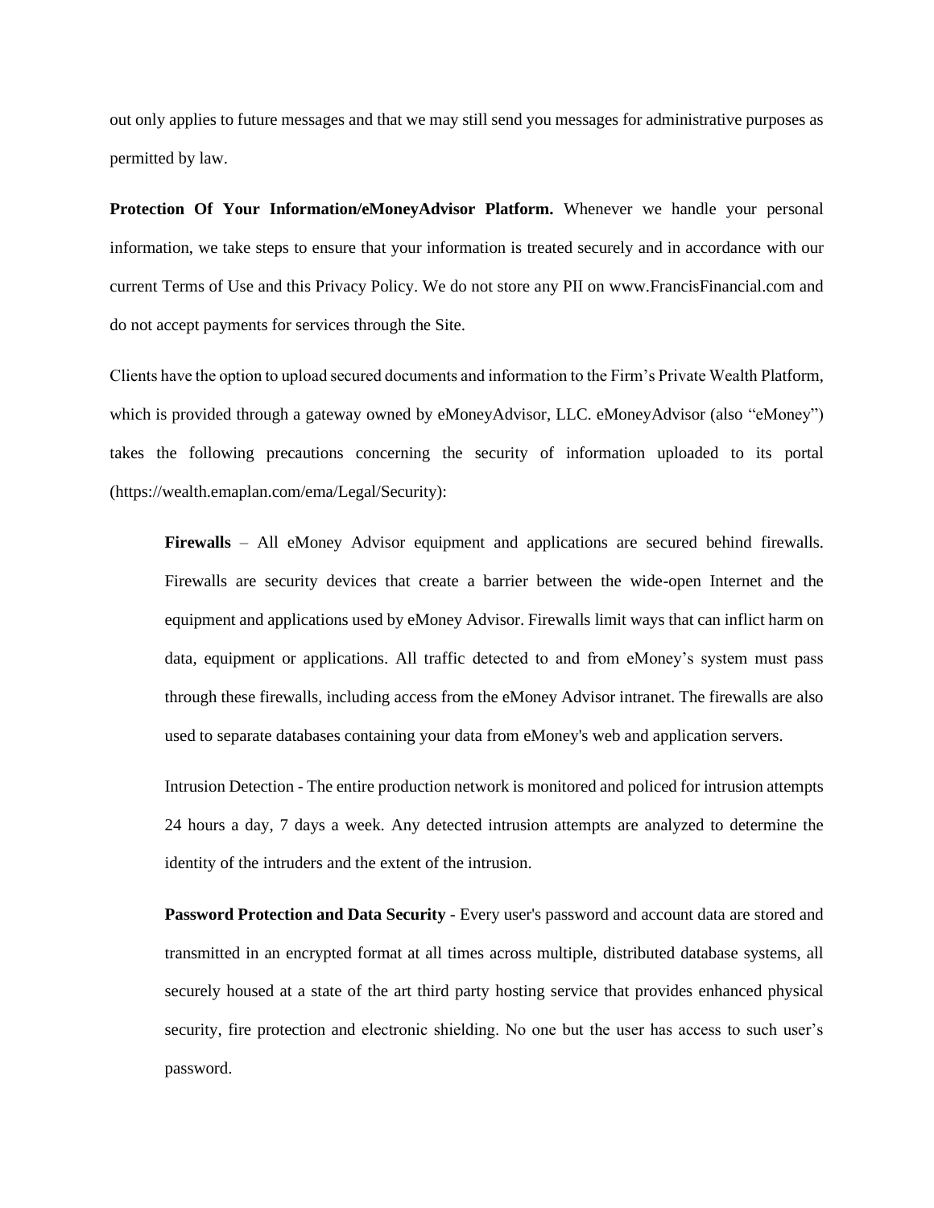out only applies to future messages and that we may still send you messages for administrative purposes as permitted by law.

**Protection Of Your Information/eMoneyAdvisor Platform.** Whenever we handle your personal information, we take steps to ensure that your information is treated securely and in accordance with our current Terms of Use and this Privacy Policy. We do not store any PII on www.FrancisFinancial.com and do not accept payments for services through the Site.

Clients have the option to upload secured documents and information to the Firm's Private Wealth Platform, which is provided through a gateway owned by eMoneyAdvisor, LLC. eMoneyAdvisor (also "eMoney") takes the following precautions concerning the security of information uploaded to its portal (https://wealth.emaplan.com/ema/Legal/Security):

> **Firewalls** – All eMoney Advisor equipment and applications are secured behind firewalls. Firewalls are security devices that create a barrier between the wide-open Internet and the equipment and applications used by eMoney Advisor. Firewalls limit ways that can inflict harm on data, equipment or applications. All traffic detected to and from eMoney's system must pass through these firewalls, including access from the eMoney Advisor intranet. The firewalls are also used to separate databases containing your data from eMoney's web and application servers.
>
> Intrusion Detection - The entire production network is monitored and policed for intrusion attempts 24 hours a day, 7 days a week. Any detected intrusion attempts are analyzed to determine the identity of the intruders and the extent of the intrusion.
>
> **Password Protection and Data Security** - Every user's password and account data are stored and transmitted in an encrypted format at all times across multiple, distributed database systems, all securely housed at a state of the art third party hosting service that provides enhanced physical security, fire protection and electronic shielding. No one but the user has access to such user's password.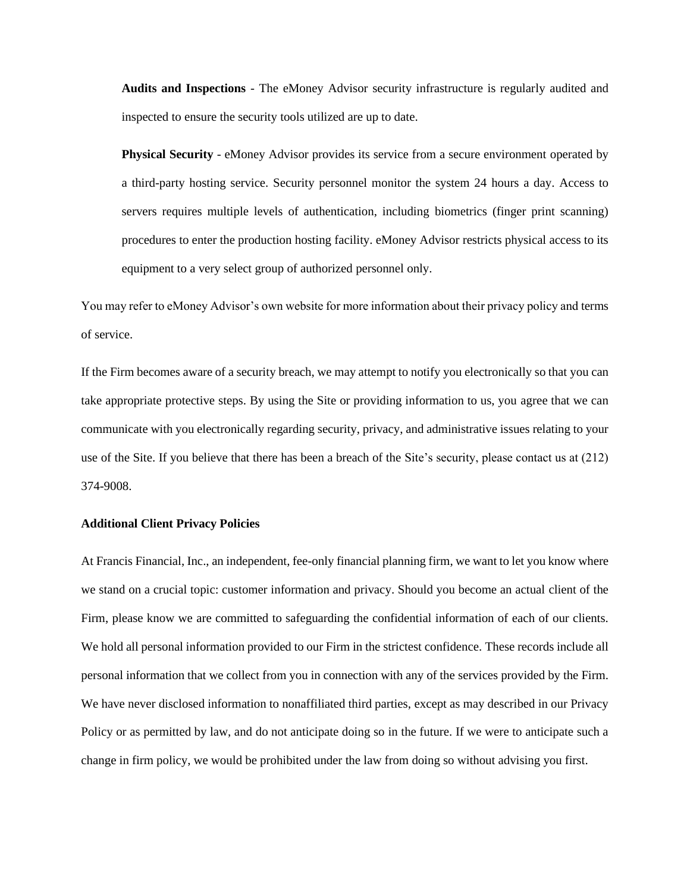**Audits and Inspections** - The eMoney Advisor security infrastructure is regularly audited and inspected to ensure the security tools utilized are up to date.

**Physical Security** - eMoney Advisor provides its service from a secure environment operated by a third-party hosting service. Security personnel monitor the system 24 hours a day. Access to servers requires multiple levels of authentication, including biometrics (finger print scanning) procedures to enter the production hosting facility. eMoney Advisor restricts physical access to its equipment to a very select group of authorized personnel only.

You may refer to eMoney Advisor's own website for more information about their privacy policy and terms of service.

If the Firm becomes aware of a security breach, we may attempt to notify you electronically so that you can take appropriate protective steps. By using the Site or providing information to us, you agree that we can communicate with you electronically regarding security, privacy, and administrative issues relating to your use of the Site. If you believe that there has been a breach of the Site's security, please contact us at (212) 374-9008.

**Additional Client Privacy Policies**

At Francis Financial, Inc., an independent, fee-only financial planning firm, we want to let you know where we stand on a crucial topic: customer information and privacy. Should you become an actual client of the Firm, please know we are committed to safeguarding the confidential information of each of our clients. We hold all personal information provided to our Firm in the strictest confidence. These records include all personal information that we collect from you in connection with any of the services provided by the Firm. We have never disclosed information to nonaffiliated third parties, except as may described in our Privacy Policy or as permitted by law, and do not anticipate doing so in the future. If we were to anticipate such a change in firm policy, we would be prohibited under the law from doing so without advising you first.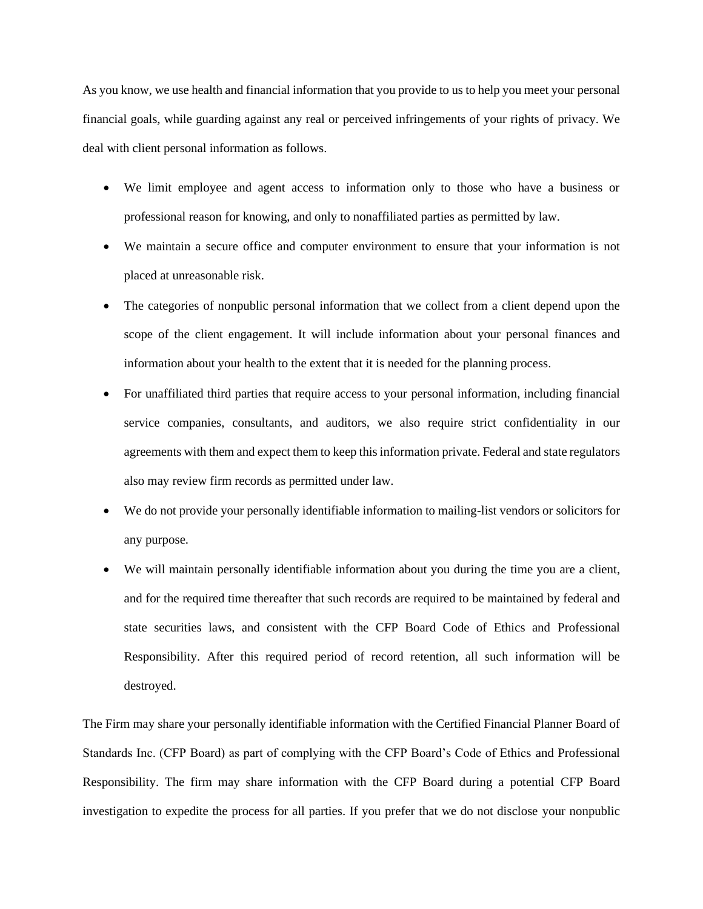As you know, we use health and financial information that you provide to us to help you meet your personal financial goals, while guarding against any real or perceived infringements of your rights of privacy. We deal with client personal information as follows.

- We limit employee and agent access to information only to those who have a business or professional reason for knowing, and only to nonaffiliated parties as permitted by law.
- We maintain a secure office and computer environment to ensure that your information is not placed at unreasonable risk.
- The categories of nonpublic personal information that we collect from a client depend upon the scope of the client engagement. It will include information about your personal finances and information about your health to the extent that it is needed for the planning process.
- For unaffiliated third parties that require access to your personal information, including financial service companies, consultants, and auditors, we also require strict confidentiality in our agreements with them and expect them to keep this information private. Federal and state regulators also may review firm records as permitted under law.
- We do not provide your personally identifiable information to mailing-list vendors or solicitors for any purpose.
- We will maintain personally identifiable information about you during the time you are a client, and for the required time thereafter that such records are required to be maintained by federal and state securities laws, and consistent with the CFP Board Code of Ethics and Professional Responsibility. After this required period of record retention, all such information will be destroyed.

The Firm may share your personally identifiable information with the Certified Financial Planner Board of Standards Inc. (CFP Board) as part of complying with the CFP Board's Code of Ethics and Professional Responsibility. The firm may share information with the CFP Board during a potential CFP Board investigation to expedite the process for all parties. If you prefer that we do not disclose your nonpublic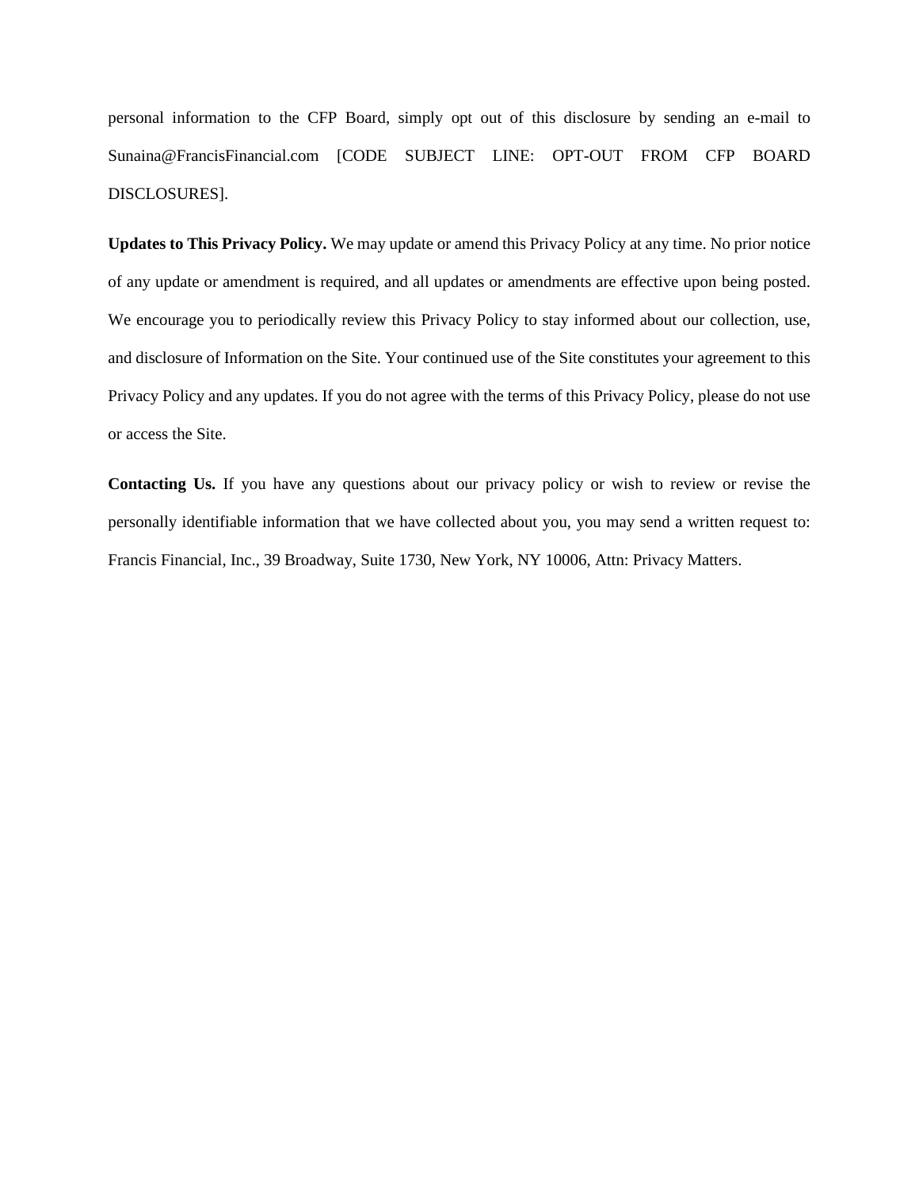personal information to the CFP Board, simply opt out of this disclosure by sending an e-mail to Sunaina@FrancisFinancial.com [CODE SUBJECT LINE: OPT-OUT FROM CFP BOARD DISCLOSURES].

**Updates to This Privacy Policy.** We may update or amend this Privacy Policy at any time. No prior notice of any update or amendment is required, and all updates or amendments are effective upon being posted. We encourage you to periodically review this Privacy Policy to stay informed about our collection, use, and disclosure of Information on the Site. Your continued use of the Site constitutes your agreement to this Privacy Policy and any updates. If you do not agree with the terms of this Privacy Policy, please do not use or access the Site.

**Contacting Us.** If you have any questions about our privacy policy or wish to review or revise the personally identifiable information that we have collected about you, you may send a written request to: Francis Financial, Inc., 39 Broadway, Suite 1730, New York, NY 10006, Attn: Privacy Matters.